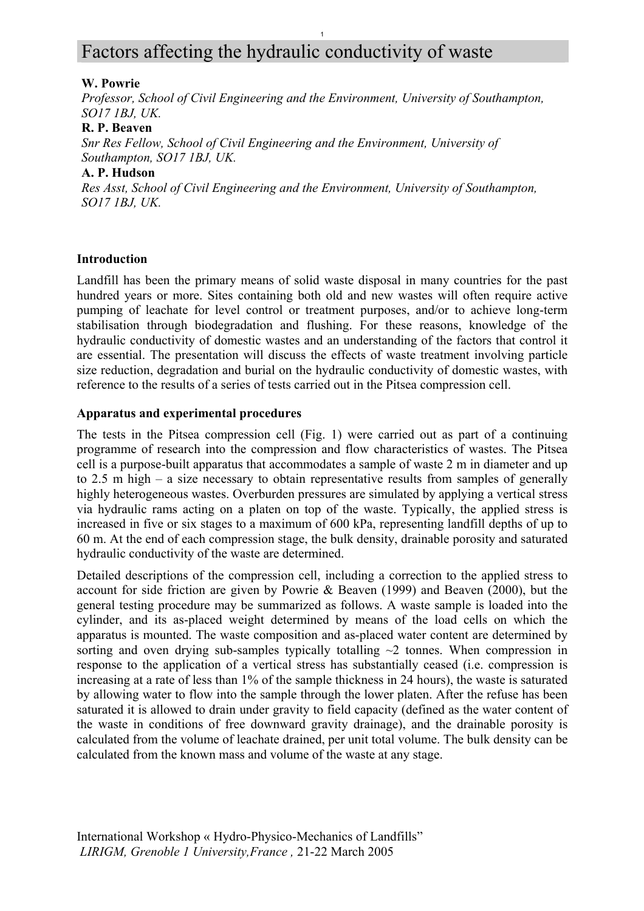# Factors affecting the hydraulic conductivity of waste

**W. Powrie**

*Professor, School of Civil Engineering and the Environment, University of Southampton, SO17 1BJ, UK.*

**R. P. Beaven**

*Snr Res Fellow, School of Civil Engineering and the Environment, University of Southampton, SO17 1BJ, UK.*

**A. P. Hudson**

*Res Asst, School of Civil Engineering and the Environment, University of Southampton, SO17 1BJ, UK.*

## Introduction

Landfill has been the primary means of solid waste disposal in many countries for the past hundred years or more. Sites containing both old and new wastes will often require active pumping of leachate for level control or treatment purposes, and/or to achieve long-term stabilisation through biodegradation and flushing. For these reasons, knowledge of the hydraulic conductivity of domestic wastes and an understanding of the factors that control it are essential. The presentation will discuss the effects of waste treatment involving particle size reduction, degradation and burial on the hydraulic conductivity of domestic wastes, with reference to the results of a series of tests carried out in the Pitsea compression cell.

## Apparatus and experimental procedures

The tests in the Pitsea compression cell (Fig. 1) were carried out as part of a continuing programme of research into the compression and flow characteristics of wastes. The Pitsea cell is a purpose-built apparatus that accommodates a sample of waste 2 m in diameter and up to 2.5 m high – a size necessary to obtain representative results from samples of generally highly heterogeneous wastes. Overburden pressures are simulated by applying a vertical stress via hydraulic rams acting on a platen on top of the waste. Typically, the applied stress is increased in five or six stages to a maximum of 600 kPa, representing landfill depths of up to 60 m. At the end of each compression stage, the bulk density, drainable porosity and saturated hydraulic conductivity of the waste are determined.

Detailed descriptions of the compression cell, including a correction to the applied stress to account for side friction are given by Powrie & Beaven (1999) and Beaven (2000), but the general testing procedure may be summarized as follows. A waste sample is loaded into the cylinder, and its as-placed weight determined by means of the load cells on which the apparatus is mounted. The waste composition and as-placed water content are determined by sorting and oven drying sub-samples typically totalling ~2 tonnes. When compression in response to the application of a vertical stress has substantially ceased (i.e. compression is increasing at a rate of less than 1% of the sample thickness in 24 hours), the waste is saturated by allowing water to flow into the sample through the lower platen. After the refuse has been saturated it is allowed to drain under gravity to field capacity (defined as the water content of the waste in conditions of free downward gravity drainage), and the drainable porosity is calculated from the volume of leachate drained, per unit total volume. The bulk density can be calculated from the known mass and volume of the waste at any stage.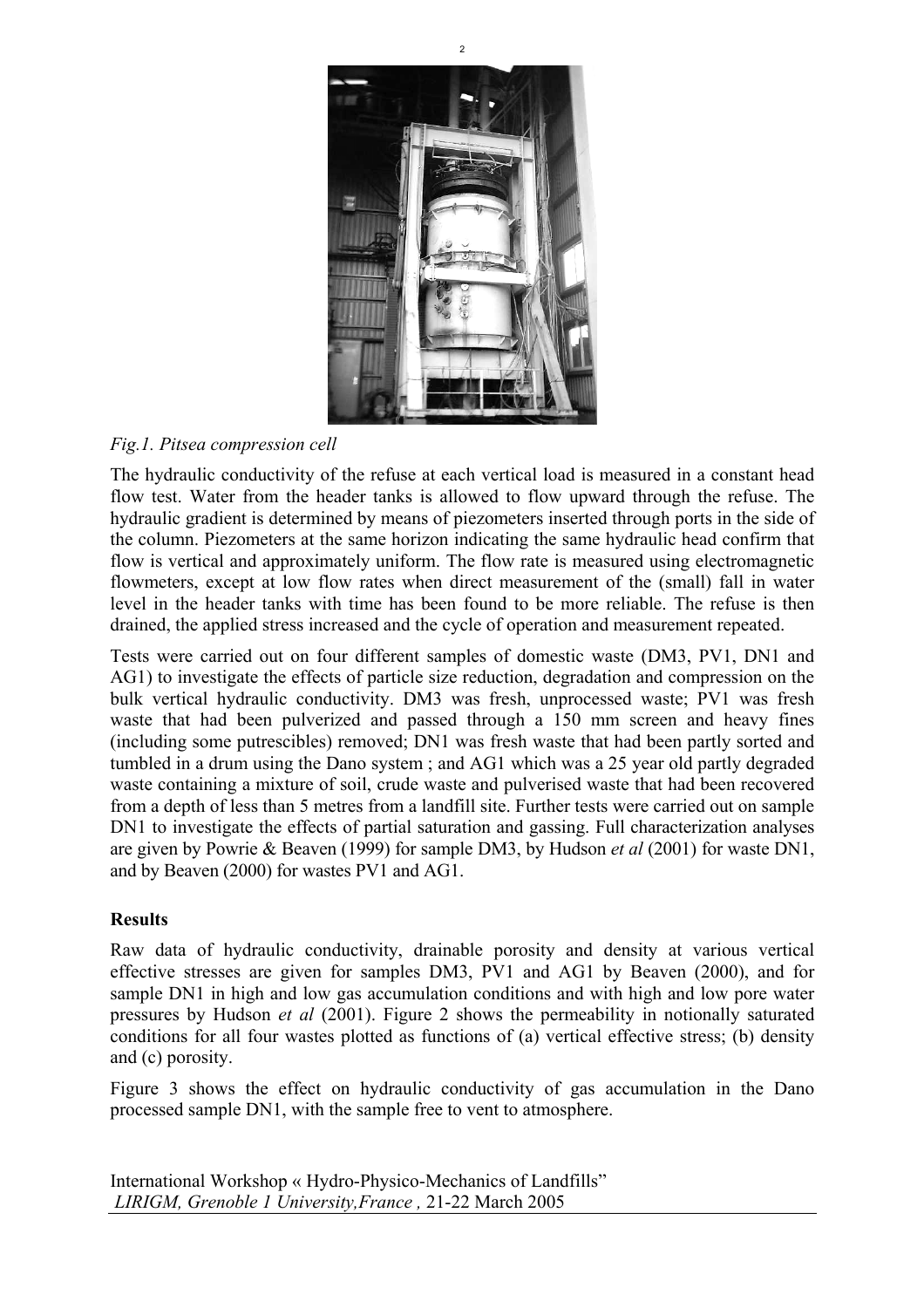*Fig.1. Pitsea compression cell*

The hydraulic conductivity of the refuse at each vertical load is measured in a constant head flow test. Water from the header tanks is allowed to flow upward through the refuse. The hydraulic gradient is determined by means of piezometers inserted through ports in the side of the column. Piezometers at the same horizon indicating the same hydraulic head confirm that flow is vertical and approximately uniform. The flow rate is measured using electromagnetic flowmeters, except at low flow rates when direct measurement of the (small) fall in water level in the header tanks with time has been found to be more reliable. The refuse is then drained, the applied stress increased and the cycle of operation and measurement repeated.

Tests were carried out on four different samples of domestic waste (DM3, PV1, DN1 and AG1) to investigate the effects of particle size reduction, degradation and compression on the bulk vertical hydraulic conductivity. DM3 was fresh, unprocessed waste; PV1 was fresh waste that had been pulverized and passed through a 150 mm screen and heavy fines (including some putrescibles) removed; DN1 was fresh waste that had been partly sorted and tumbled in a drum using the Dano system ; and AG1 which was a 25 year old partly degraded waste containing a mixture of soil, crude waste and pulverised waste that had been recovered from a depth of less than 5 metres from a landfill site. Further tests were carried out on sample DN1 to investigate the effects of partial saturation and gassing. Full characterization analyses are given by Powrie & Beaven (1999) for sample DM3, by Hudson *et al* (2001) for waste DN1, and by Beaven (2000) for wastes PV1 and AG1.

## Results

Raw data of hydraulic conductivity, drainable porosity and density at various vertical effective stresses are given for samples DM3, PV1 and AG1 by Beaven (2000), and for sample DN1 in high and low gas accumulation conditions and with high and low pore water pressures by Hudson *et al* (2001). Figure 2 shows the permeability in notionally saturated conditions for all four wastes plotted as functions of (a) vertical effective stress; (b) density and (c) porosity.

Figure 3 shows the effect on hydraulic conductivity of gas accumulation in the Dano processed sample DN1, with the sample free to vent to atmosphere.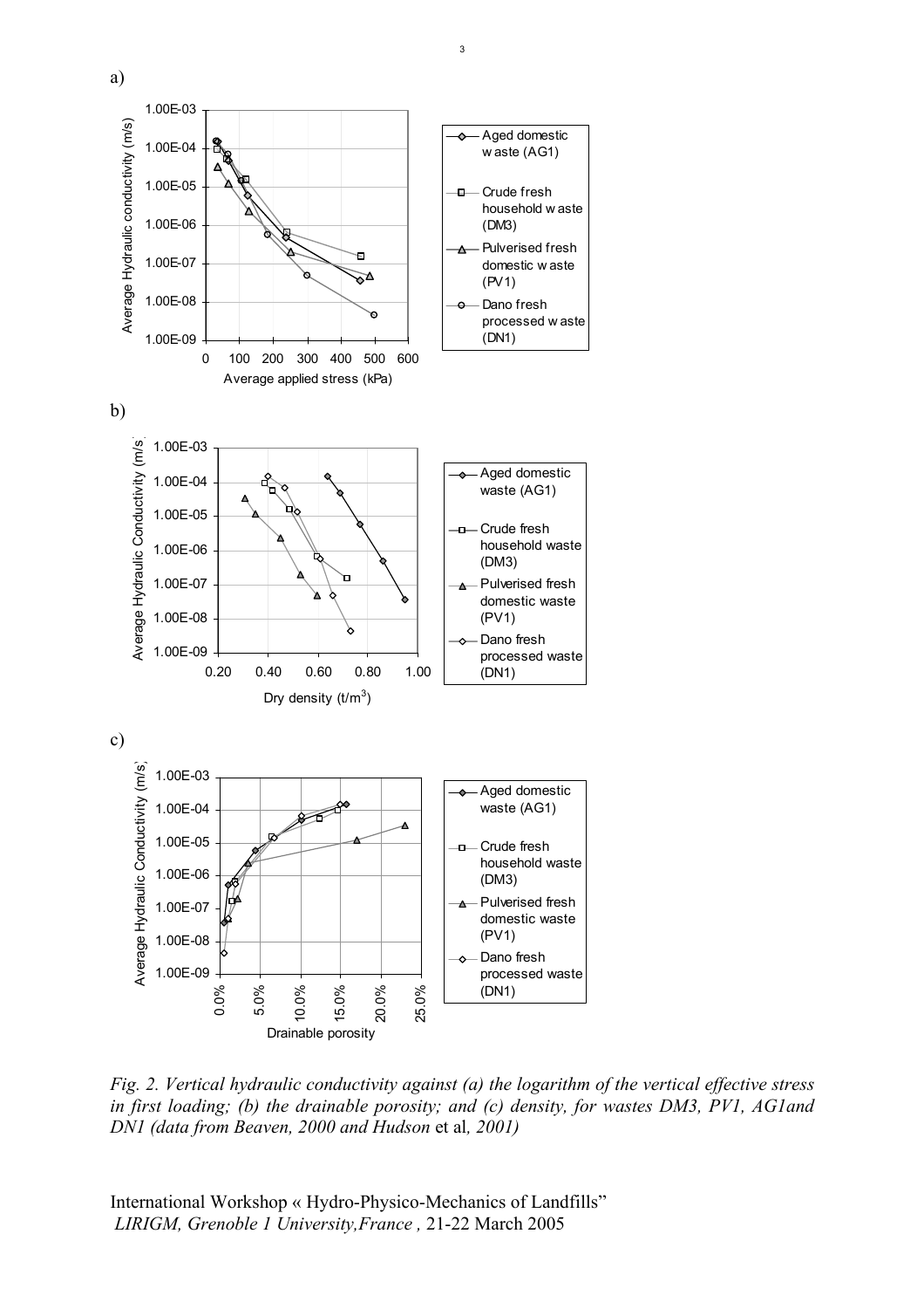a)

Average Hydraulic conductivity (m/s)

Average applied stress (kPa)

b)

Average Hydraulic Conductivity (m/s)

Dry density (t/m$^3$)

c)

Average Hydraulic Conductivity (m/s)

Drainable porosity

*Fig. 2. Vertical hydraulic conductivity against (a) the logarithm of the vertical effective stress in first loading; (b) the drainable porosity; and (c) density, for wastes DM3, PV1, AG1and DN1 (data from Beaven, 2000 and Hudson* et al*, 2001)*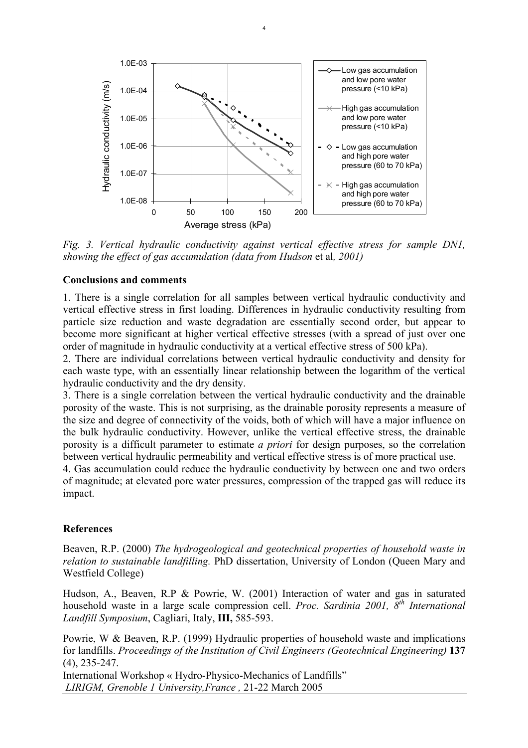1.0E-03
1.0E-04
1.0E-05
1.0E-06
1.0E-07
1.0E-08

Hydraulic conductivity (m/s)

0
50
100
150
200

Average stress (kPa)

Low gas accumulation and low pore water pressure (<10 kPa)

High gas accumulation and low pore water pressure (<10 kPa)

Low gas accumulation and high pore water pressure (60 to 70 kPa)

High gas accumulation and high pore water pressure (60 to 70 kPa)

*Fig. 3. Vertical hydraulic conductivity against vertical effective stress for sample DN1, showing the effect of gas accumulation (data from Hudson* et al*, 2001)*

### Conclusions and comments

1. There is a single correlation for all samples between vertical hydraulic conductivity and vertical effective stress in first loading. Differences in hydraulic conductivity resulting from particle size reduction and waste degradation are essentially second order, but appear to become more significant at higher vertical effective stresses (with a spread of just over one order of magnitude in hydraulic conductivity at a vertical effective stress of 500 kPa).
2. There are individual correlations between vertical hydraulic conductivity and density for each waste type, with an essentially linear relationship between the logarithm of the vertical hydraulic conductivity and the dry density.
3. There is a single correlation between the vertical hydraulic conductivity and the drainable porosity of the waste. This is not surprising, as the drainable porosity represents a measure of the size and degree of connectivity of the voids, both of which will have a major influence on the bulk hydraulic conductivity. However, unlike the vertical effective stress, the drainable porosity is a difficult parameter to estimate *a priori* for design purposes, so the correlation between vertical hydraulic permeability and vertical effective stress is of more practical use.
4. Gas accumulation could reduce the hydraulic conductivity by between one and two orders of magnitude; at elevated pore water pressures, compression of the trapped gas will reduce its impact.

### References

Beaven, R.P. (2000) *The hydrogeological and geotechnical properties of household waste in relation to sustainable landfilling.* PhD dissertation, University of London (Queen Mary and Westfield College)

Hudson, A., Beaven, R.P & Powrie, W. (2001) Interaction of water and gas in saturated household waste in a large scale compression cell. *Proc. Sardinia 2001, 8th International Landfill Symposium*, Cagliari, Italy, **III,** 585-593.

Powrie, W & Beaven, R.P. (1999) Hydraulic properties of household waste and implications for landfills. *Proceedings of the Institution of Civil Engineers (Geotechnical Engineering)* **137** (4), 235-247.